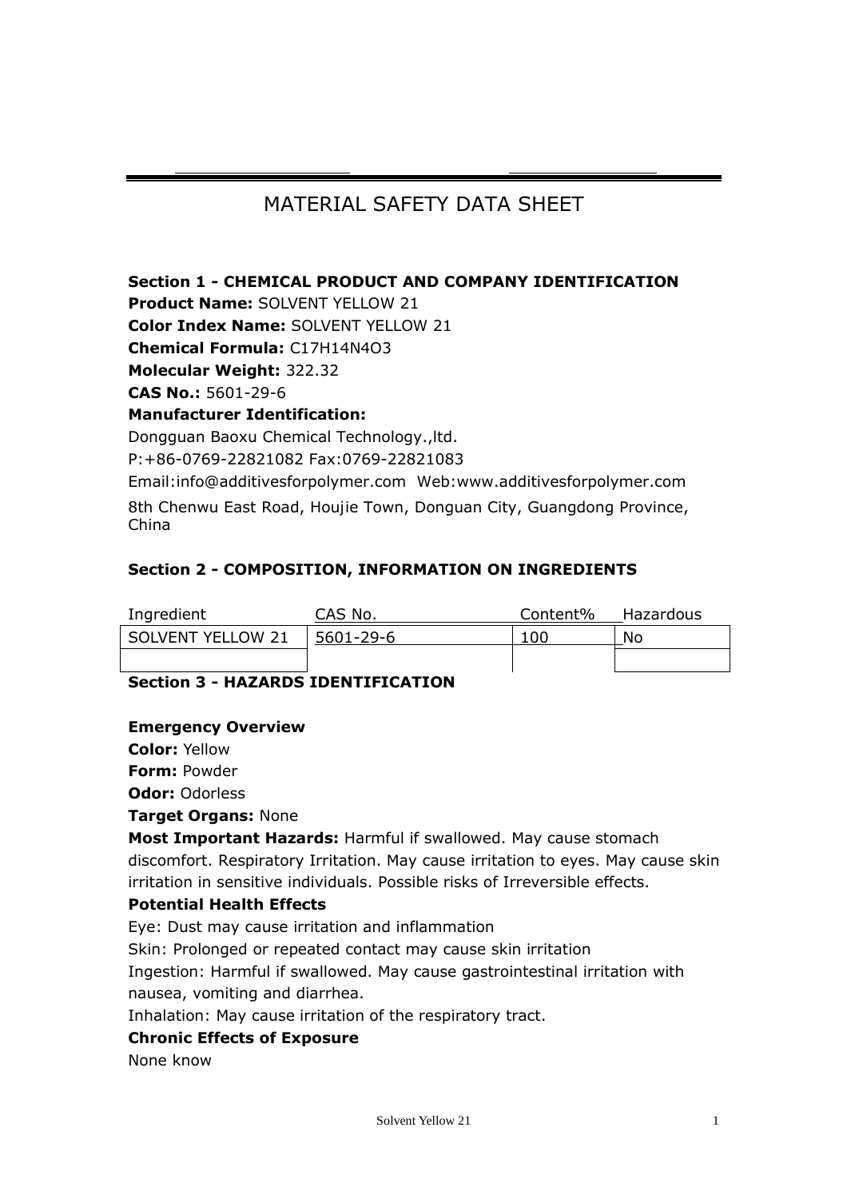# MATERIAL SAFETY DATA SHEET

**Section 1 - CHEMICAL PRODUCT AND COMPANY IDENTIFICATION**

**Product Name:** SOLVENT YELLOW 21

**Color Index Name:** SOLVENT YELLOW 21

**Chemical Formula:** $C_{17}H_{14}N_4O_3$

**Molecular Weight:** 322.32

**CAS No.:** 5601-29-6

**Manufacturer Identification:**

Dongguan Baoxu Chemical Technology.,ltd.

P:+86-0769-22821082 Fax:0769-22821083

Email:info@additivesforpolymer.com Web:www.additivesforpolymer.com

8th Chenwu East Road, Houjie Town, Donguan City, Guangdong Province, China

**Section 2 - COMPOSITION, INFORMATION ON INGREDIENTS**

| Ingredient | CAS No. | Content% | Hazardous |
|---|---|---|---|
| SOLVENT YELLOW 21 | 5601-29-6 | 100 | No |
| | | | |

**Section 3 - HAZARDS IDENTIFICATION**

**Emergency Overview**

**Color:** Yellow

**Form:** Powder

**Odor:** Odorless

**Target Organs:** None

**Most Important Hazards:** Harmful if swallowed. May cause stomach discomfort. Respiratory Irritation. May cause irritation to eyes. May cause skin irritation in sensitive individuals. Possible risks of Irreversible effects.

**Potential Health Effects**

Eye: Dust may cause irritation and inflammation

Skin: Prolonged or repeated contact may cause skin irritation

Ingestion: Harmful if swallowed. May cause gastrointestinal irritation with nausea, vomiting and diarrhea.

Inhalation: May cause irritation of the respiratory tract.

**Chronic Effects of Exposure**

None know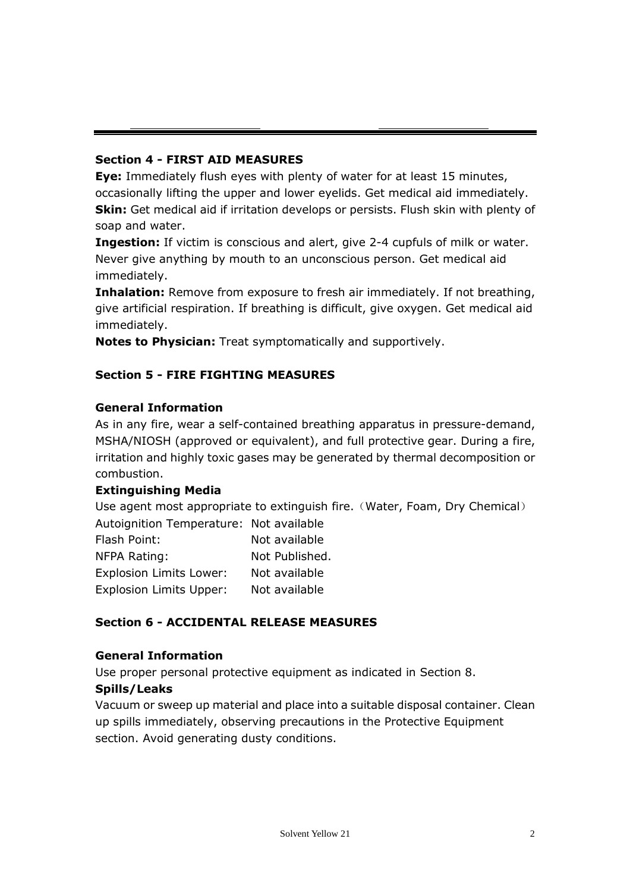## Section 4 - FIRST AID MEASURES

**Eye:** Immediately flush eyes with plenty of water for at least 15 minutes, occasionally lifting the upper and lower eyelids. Get medical aid immediately.
**Skin:** Get medical aid if irritation develops or persists. Flush skin with plenty of soap and water.
**Ingestion:** If victim is conscious and alert, give 2-4 cupfuls of milk or water. Never give anything by mouth to an unconscious person. Get medical aid immediately.
**Inhalation:** Remove from exposure to fresh air immediately. If not breathing, give artificial respiration. If breathing is difficult, give oxygen. Get medical aid immediately.
**Notes to Physician:** Treat symptomatically and supportively.

## Section 5 - FIRE FIGHTING MEASURES

### General Information

As in any fire, wear a self-contained breathing apparatus in pressure-demand, MSHA/NIOSH (approved or equivalent), and full protective gear. During a fire, irritation and highly toxic gases may be generated by thermal decomposition or combustion.

### Extinguishing Media

Use agent most appropriate to extinguish fire.（Water, Foam, Dry Chemical）

| | |
|---|---|
| Autoignition Temperature: | Not available |
| Flash Point: | Not available |
| NFPA Rating: | Not Published. |
| Explosion Limits Lower: | Not available |
| Explosion Limits Upper: | Not available |

## Section 6 - ACCIDENTAL RELEASE MEASURES

### General Information

Use proper personal protective equipment as indicated in Section 8.

### Spills/Leaks

Vacuum or sweep up material and place into a suitable disposal container. Clean up spills immediately, observing precautions in the Protective Equipment section. Avoid generating dusty conditions.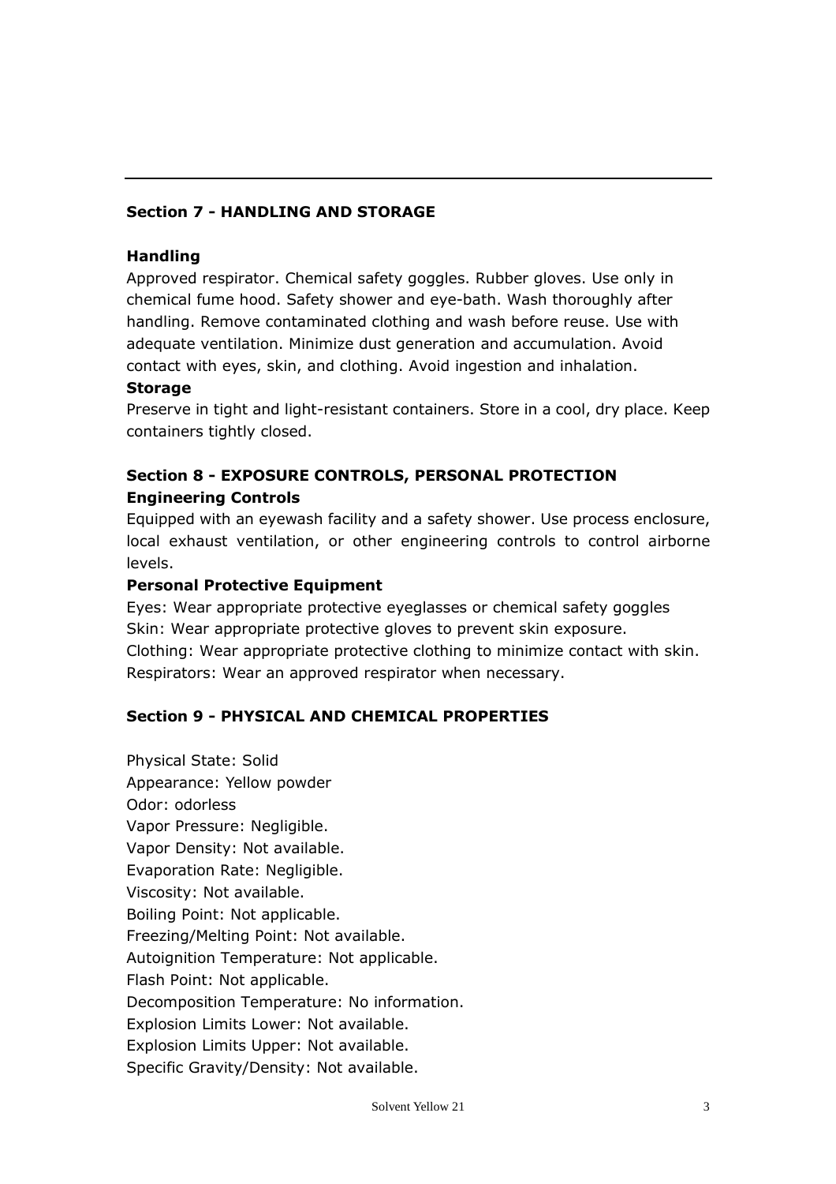## Section 7 - HANDLING AND STORAGE

**Handling**

Approved respirator. Chemical safety goggles. Rubber gloves. Use only in chemical fume hood. Safety shower and eye-bath. Wash thoroughly after handling. Remove contaminated clothing and wash before reuse. Use with adequate ventilation. Minimize dust generation and accumulation. Avoid contact with eyes, skin, and clothing. Avoid ingestion and inhalation.

**Storage**

Preserve in tight and light-resistant containers. Store in a cool, dry place. Keep containers tightly closed.

## Section 8 - EXPOSURE CONTROLS, PERSONAL PROTECTION

**Engineering Controls**

Equipped with an eyewash facility and a safety shower. Use process enclosure, local exhaust ventilation, or other engineering controls to control airborne levels.

**Personal Protective Equipment**

Eyes: Wear appropriate protective eyeglasses or chemical safety goggles
Skin: Wear appropriate protective gloves to prevent skin exposure.
Clothing: Wear appropriate protective clothing to minimize contact with skin.
Respirators: Wear an approved respirator when necessary.

## Section 9 - PHYSICAL AND CHEMICAL PROPERTIES

Physical State: Solid
Appearance: Yellow powder
Odor: odorless
Vapor Pressure: Negligible.
Vapor Density: Not available.
Evaporation Rate: Negligible.
Viscosity: Not available.
Boiling Point: Not applicable.
Freezing/Melting Point: Not available.
Autoignition Temperature: Not applicable.
Flash Point: Not applicable.
Decomposition Temperature: No information.
Explosion Limits Lower: Not available.
Explosion Limits Upper: Not available.
Specific Gravity/Density: Not available.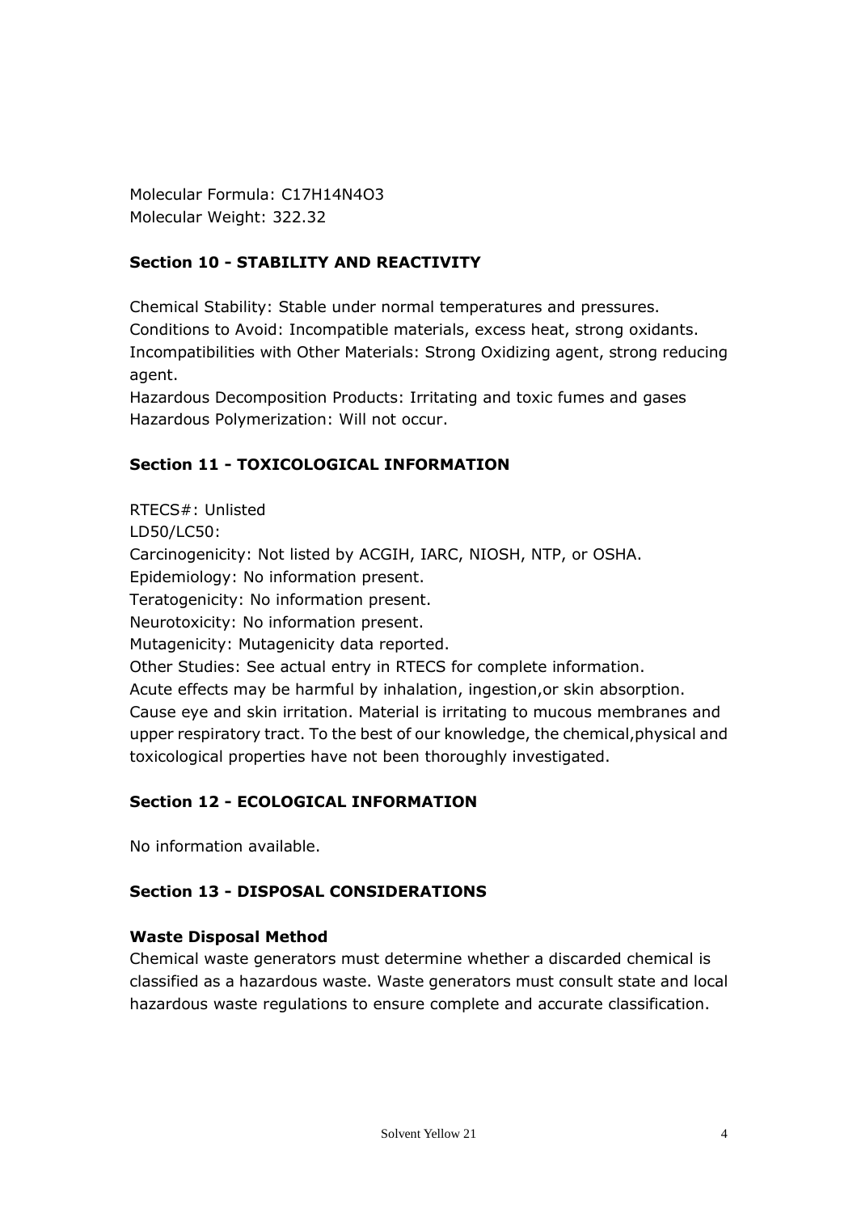Molecular Formula: $C_{17}H_{14}N_4O_3$
Molecular Weight: 322.32

## Section 10 - STABILITY AND REACTIVITY

Chemical Stability: Stable under normal temperatures and pressures.
Conditions to Avoid: Incompatible materials, excess heat, strong oxidants.
Incompatibilities with Other Materials: Strong Oxidizing agent, strong reducing agent.
Hazardous Decomposition Products: Irritating and toxic fumes and gases
Hazardous Polymerization: Will not occur.

## Section 11 - TOXICOLOGICAL INFORMATION

RTECS#: Unlisted
LD50/LC50:
Carcinogenicity: Not listed by ACGIH, IARC, NIOSH, NTP, or OSHA.
Epidemiology: No information present.
Teratogenicity: No information present.
Neurotoxicity: No information present.
Mutagenicity: Mutagenicity data reported.
Other Studies: See actual entry in RTECS for complete information.
Acute effects may be harmful by inhalation, ingestion,or skin absorption.
Cause eye and skin irritation. Material is irritating to mucous membranes and upper respiratory tract. To the best of our knowledge, the chemical,physical and toxicological properties have not been thoroughly investigated.

## Section 12 - ECOLOGICAL INFORMATION

No information available.

## Section 13 - DISPOSAL CONSIDERATIONS

### Waste Disposal Method

Chemical waste generators must determine whether a discarded chemical is classified as a hazardous waste. Waste generators must consult state and local hazardous waste regulations to ensure complete and accurate classification.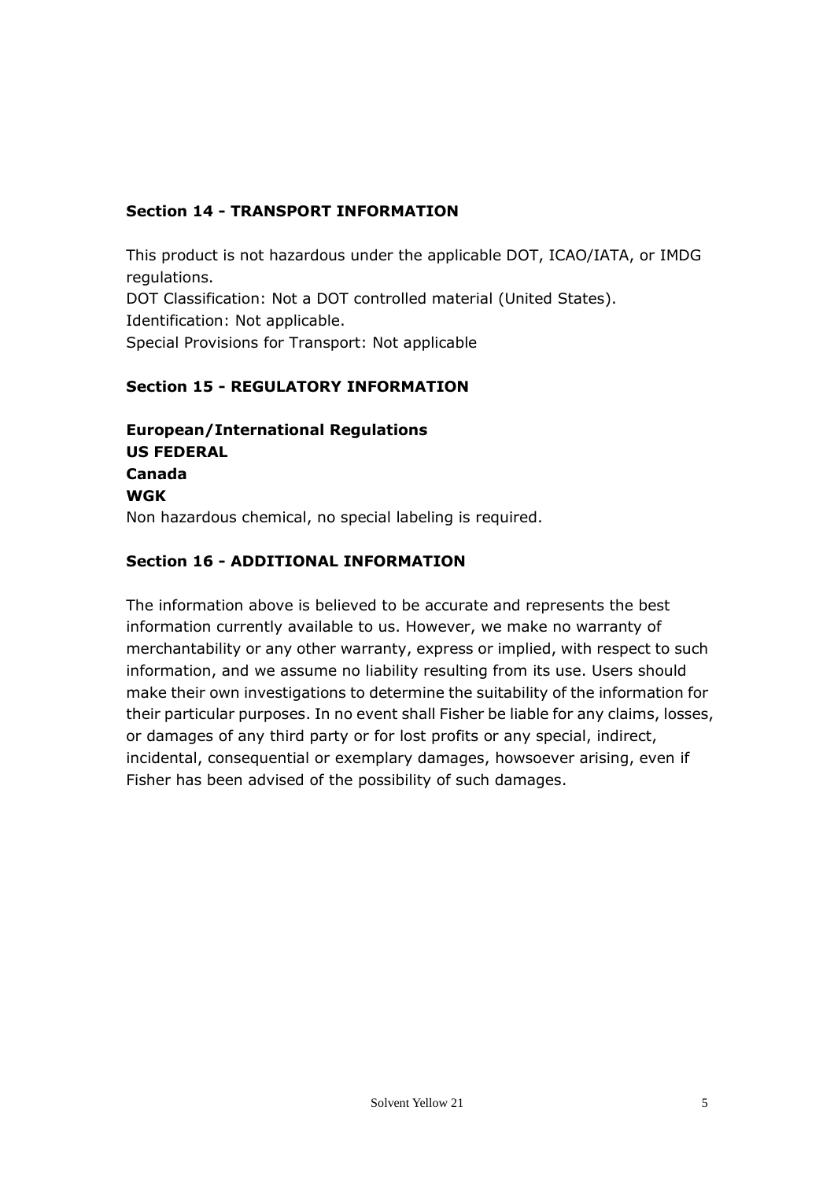### Section 14 - TRANSPORT INFORMATION

This product is not hazardous under the applicable DOT, ICAO/IATA, or IMDG regulations.
DOT Classification: Not a DOT controlled material (United States).
Identification: Not applicable.
Special Provisions for Transport: Not applicable

### Section 15 - REGULATORY INFORMATION

**European/International Regulations**
**US FEDERAL**
**Canada**
**WGK**
Non hazardous chemical, no special labeling is required.

### Section 16 - ADDITIONAL INFORMATION

The information above is believed to be accurate and represents the best information currently available to us. However, we make no warranty of merchantability or any other warranty, express or implied, with respect to such information, and we assume no liability resulting from its use. Users should make their own investigations to determine the suitability of the information for their particular purposes. In no event shall Fisher be liable for any claims, losses, or damages of any third party or for lost profits or any special, indirect, incidental, consequential or exemplary damages, howsoever arising, even if Fisher has been advised of the possibility of such damages.